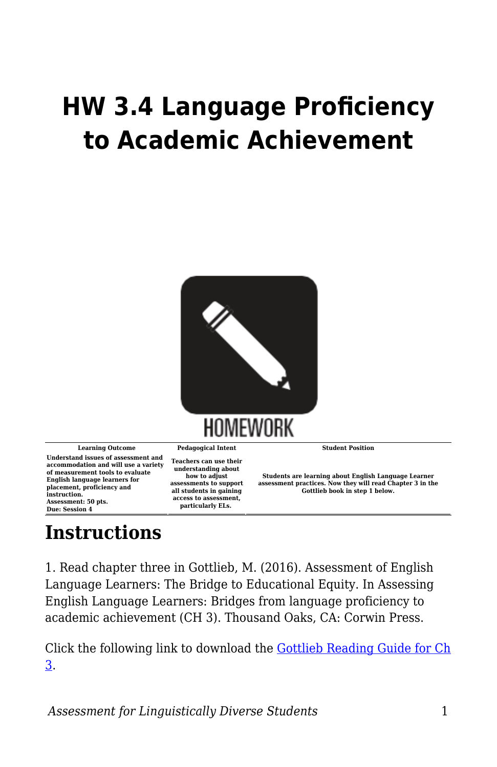# HW 3.4 Language Proficiency to Academic Achievement

| Learning Outcome | Pedagogical Intent | Student Position |
| --- | --- | --- |
| Understand issues of assessment and accommodation and will use a variety of measurement tools to evaluate English language learners for placement, proficiency and instruction. Assessment: 50 pts. Due: Session 4 | Teachers can use their understanding about how to adjust assessments to support all students in gaining access to assessment, particularly ELs. | Students are learning about English Language Learner assessment practices. Now they will read Chapter 3 in the Gottlieb book in step 1 below. |

## Instructions

1. Read chapter three in Gottlieb, M. (2016). Assessment of English Language Learners: The Bridge to Educational Equity. In Assessing English Language Learners: Bridges from language proficiency to academic achievement (CH 3). Thousand Oaks, CA: Corwin Press.

Click the following link to download the Gottlieb Reading Guide for Ch 3.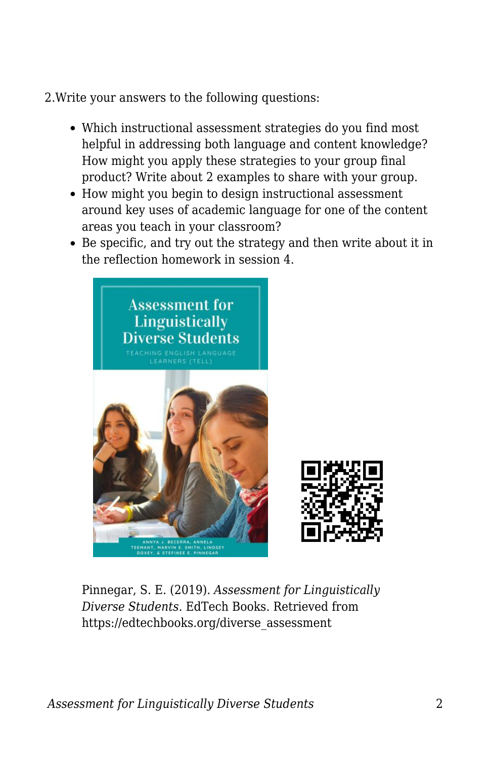2.Write your answers to the following questions:

- Which instructional assessment strategies do you find most helpful in addressing both language and content knowledge? How might you apply these strategies to your group final product? Write about 2 examples to share with your group.
- How might you begin to design instructional assessment around key uses of academic language for one of the content areas you teach in your classroom?
- Be specific, and try out the strategy and then write about it in the reflection homework in session 4.

Pinnegar, S. E. (2019). *Assessment for Linguistically Diverse Students*. EdTech Books. Retrieved from https://edtechbooks.org/diverse_assessment